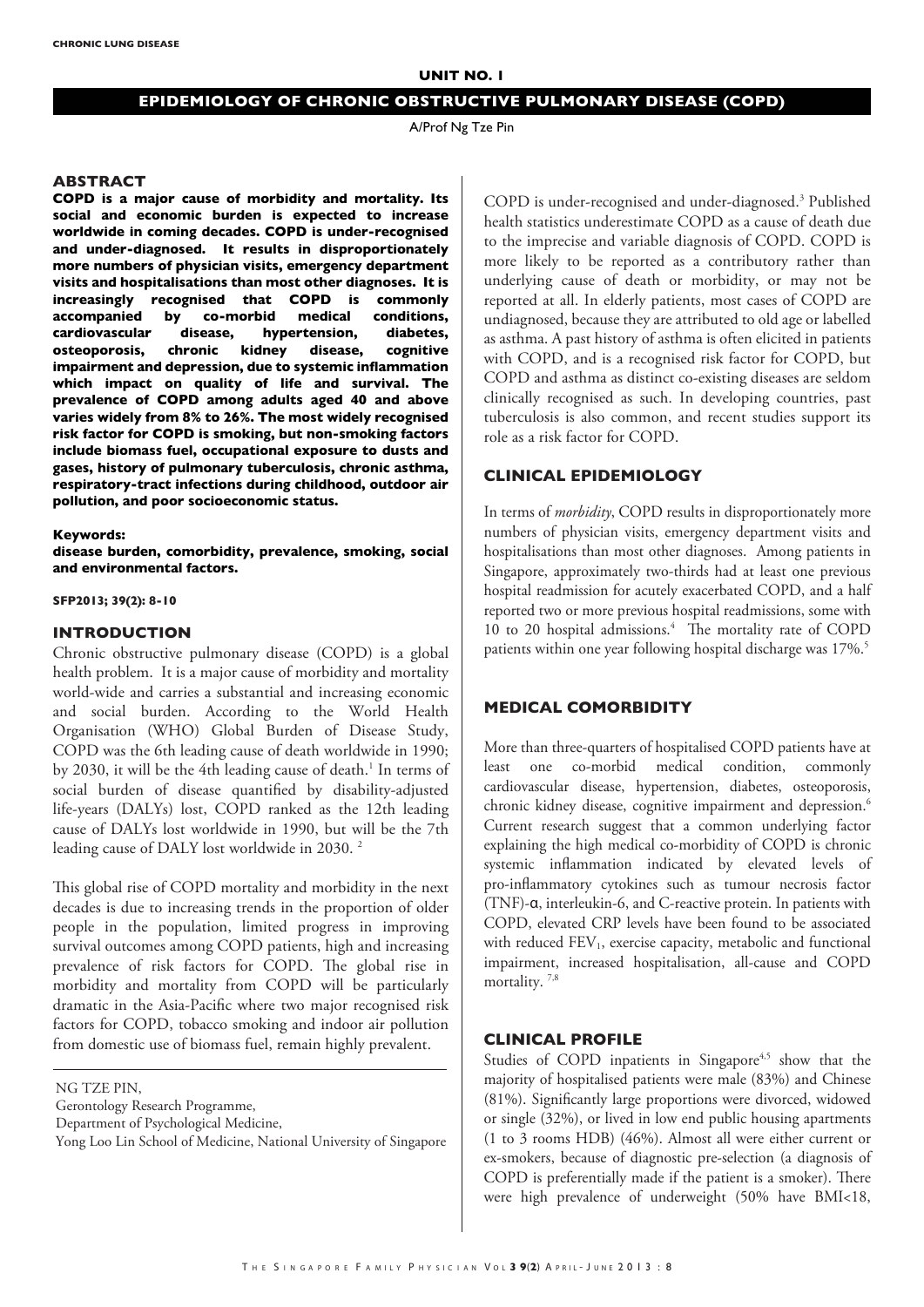UNIT NO. 1

# EPIDEMIOLOGY OF CHRONIC OBSTRUCTIVE PULMONARY DISEASE (COPD)

A/Prof Ng Tze Pin

## ABSTRACT

**COPD is a major cause of morbidity and mortality. Its social and economic burden is expected to increase worldwide in coming decades. COPD is under-recognised and under-diagnosed. It results in disproportionately more numbers of physician visits, emergency department visits and hospitalisations than most other diagnoses. It is increasingly recognised that COPD is commonly accompanied by co-morbid medical conditions, cardiovascular disease, hypertension, diabetes, osteoporosis, chronic kidney disease, cognitive impairment and depression, due to systemic inflammation which impact on quality of life and survival. The prevalence of COPD among adults aged 40 and above varies widely from 8% to 26%. The most widely recognised risk factor for COPD is smoking, but non-smoking factors include biomass fuel, occupational exposure to dusts and gases, history of pulmonary tuberculosis, chronic asthma, respiratory-tract infections during childhood, outdoor air pollution, and poor socioeconomic status.**

**Keywords:**
**disease burden, comorbidity, prevalence, smoking, social and environmental factors.**

**SFP2013; 39(2): 8-10**

## INTRODUCTION

Chronic obstructive pulmonary disease (COPD) is a global health problem. It is a major cause of morbidity and mortality world-wide and carries a substantial and increasing economic and social burden. According to the World Health Organisation (WHO) Global Burden of Disease Study, COPD was the 6th leading cause of death worldwide in 1990; by 2030, it will be the 4th leading cause of death.[1] In terms of social burden of disease quantified by disability-adjusted life-years (DALYs) lost, COPD ranked as the 12th leading cause of DALYs lost worldwide in 1990, but will be the 7th leading cause of DALY lost worldwide in 2030.[2]

This global rise of COPD mortality and morbidity in the next decades is due to increasing trends in the proportion of older people in the population, limited progress in improving survival outcomes among COPD patients, high and increasing prevalence of risk factors for COPD. The global rise in morbidity and mortality from COPD will be particularly dramatic in the Asia-Pacific where two major recognised risk factors for COPD, tobacco smoking and indoor air pollution from domestic use of biomass fuel, remain highly prevalent.

NG TZE PIN,
Gerontology Research Programme,
Department of Psychological Medicine,
Yong Loo Lin School of Medicine, National University of Singapore

COPD is under-recognised and under-diagnosed.[3] Published health statistics underestimate COPD as a cause of death due to the imprecise and variable diagnosis of COPD. COPD is more likely to be reported as a contributory rather than underlying cause of death or morbidity, or may not be reported at all. In elderly patients, most cases of COPD are undiagnosed, because they are attributed to old age or labelled as asthma. A past history of asthma is often elicited in patients with COPD, and is a recognised risk factor for COPD, but COPD and asthma as distinct co-existing diseases are seldom clinically recognised as such. In developing countries, past tuberculosis is also common, and recent studies support its role as a risk factor for COPD.

## CLINICAL EPIDEMIOLOGY

In terms of *morbidity*, COPD results in disproportionately more numbers of physician visits, emergency department visits and hospitalisations than most other diagnoses. Among patients in Singapore, approximately two-thirds had at least one previous hospital readmission for acutely exacerbated COPD, and a half reported two or more previous hospital readmissions, some with 10 to 20 hospital admissions.[4] The mortality rate of COPD patients within one year following hospital discharge was 17%.[5]

## MEDICAL COMORBIDITY

More than three-quarters of hospitalised COPD patients have at least one co-morbid medical condition, commonly cardiovascular disease, hypertension, diabetes, osteoporosis, chronic kidney disease, cognitive impairment and depression.[6] Current research suggest that a common underlying factor explaining the high medical co-morbidity of COPD is chronic systemic inflammation indicated by elevated levels of pro-inflammatory cytokines such as tumour necrosis factor (TNF)-α, interleukin-6, and C-reactive protein. In patients with COPD, elevated CRP levels have been found to be associated with reduced $FEV_1$, exercise capacity, metabolic and functional impairment, increased hospitalisation, all-cause and COPD mortality.[7,8]

## CLINICAL PROFILE

Studies of COPD inpatients in Singapore[4,5] show that the majority of hospitalised patients were male (83%) and Chinese (81%). Significantly large proportions were divorced, widowed or single (32%), or lived in low end public housing apartments (1 to 3 rooms HDB) (46%). Almost all were either current or ex-smokers, because of diagnostic pre-selection (a diagnosis of COPD is preferentially made if the patient is a smoker). There were high prevalence of underweight (50% have BMI<18,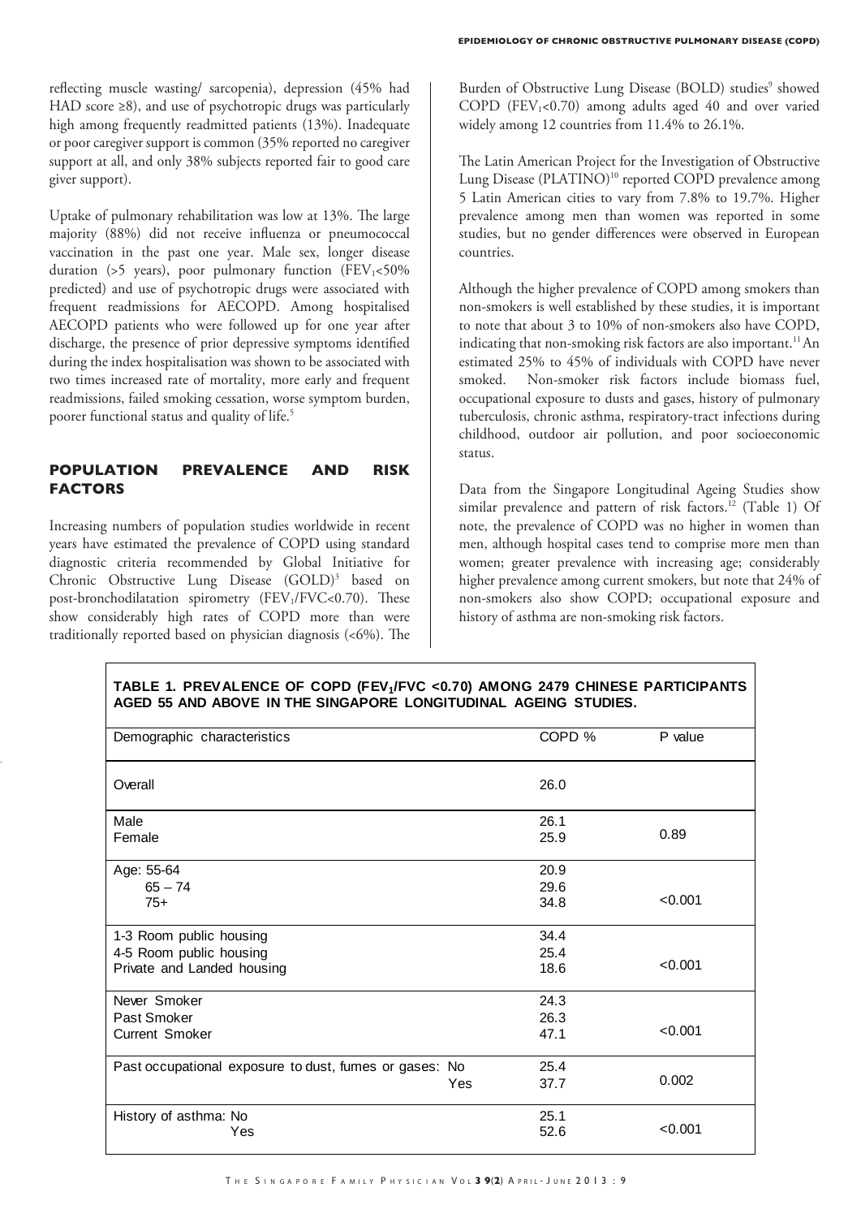reflecting muscle wasting/ sarcopenia), depression (45% had HAD score ≥8), and use of psychotropic drugs was particularly high among frequently readmitted patients (13%). Inadequate or poor caregiver support is common (35% reported no caregiver support at all, and only 38% subjects reported fair to good care giver support).

Uptake of pulmonary rehabilitation was low at 13%. The large majority (88%) did not receive influenza or pneumococcal vaccination in the past one year. Male sex, longer disease duration (>5 years), poor pulmonary function ($FEV_1$<50% predicted) and use of psychotropic drugs were associated with frequent readmissions for AECOPD. Among hospitalised AECOPD patients who were followed up for one year after discharge, the presence of prior depressive symptoms identified during the index hospitalisation was shown to be associated with two times increased rate of mortality, more early and frequent readmissions, failed smoking cessation, worse symptom burden, poorer functional status and quality of life.[5]

## POPULATION PREVALENCE AND RISK FACTORS

Increasing numbers of population studies worldwide in recent years have estimated the prevalence of COPD using standard diagnostic criteria recommended by Global Initiative for Chronic Obstructive Lung Disease (GOLD)[3] based on post-bronchodilatation spirometry ($FEV_1/FVC$<0.70). These show considerably high rates of COPD more than were traditionally reported based on physician diagnosis (<6%). The Burden of Obstructive Lung Disease (BOLD) studies[9] showed COPD ($FEV_1$<0.70) among adults aged 40 and over varied widely among 12 countries from 11.4% to 26.1%.

The Latin American Project for the Investigation of Obstructive Lung Disease (PLATINO)[10] reported COPD prevalence among 5 Latin American cities to vary from 7.8% to 19.7%. Higher prevalence among men than women was reported in some studies, but no gender differences were observed in European countries.

Although the higher prevalence of COPD among smokers than non-smokers is well established by these studies, it is important to note that about 3 to 10% of non-smokers also have COPD, indicating that non-smoking risk factors are also important.[11] An estimated 25% to 45% of individuals with COPD have never smoked. Non-smoker risk factors include biomass fuel, occupational exposure to dusts and gases, history of pulmonary tuberculosis, chronic asthma, respiratory-tract infections during childhood, outdoor air pollution, and poor socioeconomic status.

Data from the Singapore Longitudinal Ageing Studies show similar prevalence and pattern of risk factors.[12] (Table 1) Of note, the prevalence of COPD was no higher in women than men, although hospital cases tend to comprise more men than women; greater prevalence with increasing age; considerably higher prevalence among current smokers, but note that 24% of non-smokers also show COPD; occupational exposure and history of asthma are non-smoking risk factors.

**TABLE 1. PREVALENCE OF COPD ($FEV_1/FVC$ <0.70) AMONG 2479 CHINESE PARTICIPANTS AGED 55 AND ABOVE IN THE SINGAPORE LONGITUDINAL AGEING STUDIES.**

| Demographic characteristics | COPD % | P value |
|---|---|---|
| Overall | 26.0 | |
| Male | 26.1 | |
| Female | 25.9 | 0.89 |
| Age: 55-64 | 20.9 | |
| 65 – 74 | 29.6 | |
| 75+ | 34.8 | <0.001 |
| 1-3 Room public housing | 34.4 | |
| 4-5 Room public housing | 25.4 | |
| Private and Landed housing | 18.6 | <0.001 |
| Never Smoker | 24.3 | |
| Past Smoker | 26.3 | |
| Current Smoker | 47.1 | <0.001 |
| Past occupational exposure to dust, fumes or gases: No | 25.4 | |
| Yes | 37.7 | 0.002 |
| History of asthma: No | 25.1 | |
| Yes | 52.6 | <0.001 |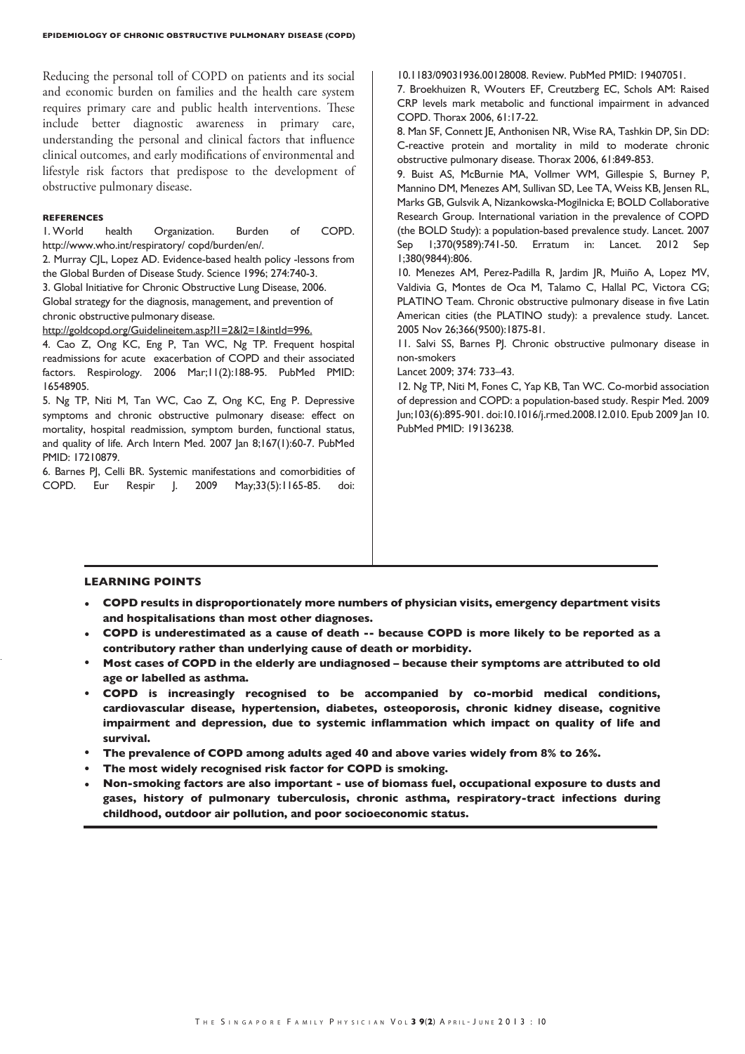Reducing the personal toll of COPD on patients and its social and economic burden on families and the health care system requires primary care and public health interventions. These include better diagnostic awareness in primary care, understanding the personal and clinical factors that influence clinical outcomes, and early modifications of environmental and lifestyle risk factors that predispose to the development of obstructive pulmonary disease.

## REFERENCES

1. World health Organization. Burden of COPD. http://www.who.int/respiratory/ copd/burden/en/.
2. Murray CJL, Lopez AD. Evidence-based health policy -lessons from the Global Burden of Disease Study. Science 1996; 274:740-3.
3. Global Initiative for Chronic Obstructive Lung Disease, 2006. Global strategy for the diagnosis, management, and prevention of chronic obstructive pulmonary disease. http://goldcopd.org/Guidelineitem.asp?l1=2&l2=1&intId=996.
4. Cao Z, Ong KC, Eng P, Tan WC, Ng TP. Frequent hospital readmissions for acute exacerbation of COPD and their associated factors. Respirology. 2006 Mar;11(2):188-95. PubMed PMID: 16548905.
5. Ng TP, Niti M, Tan WC, Cao Z, Ong KC, Eng P. Depressive symptoms and chronic obstructive pulmonary disease: effect on mortality, hospital readmission, symptom burden, functional status, and quality of life. Arch Intern Med. 2007 Jan 8;167(1):60-7. PubMed PMID: 17210879.
6. Barnes PJ, Celli BR. Systemic manifestations and comorbidities of COPD. Eur Respir J. 2009 May;33(5):1165-85. doi: 10.1183/09031936.00128008. Review. PubMed PMID: 19407051.
7. Broekhuizen R, Wouters EF, Creutzberg EC, Schols AM: Raised CRP levels mark metabolic and functional impairment in advanced COPD. Thorax 2006, 61:17-22.
8. Man SF, Connett JE, Anthonisen NR, Wise RA, Tashkin DP, Sin DD: C-reactive protein and mortality in mild to moderate chronic obstructive pulmonary disease. Thorax 2006, 61:849-853.
9. Buist AS, McBurnie MA, Vollmer WM, Gillespie S, Burney P, Mannino DM, Menezes AM, Sullivan SD, Lee TA, Weiss KB, Jensen RL, Marks GB, Gulsvik A, Nizankowska-Mogilnicka E; BOLD Collaborative Research Group. International variation in the prevalence of COPD (the BOLD Study): a population-based prevalence study. Lancet. 2007 Sep 1;370(9589):741-50. Erratum in: Lancet. 2012 Sep 1;380(9844):806.
10. Menezes AM, Perez-Padilla R, Jardim JR, Muiño A, Lopez MV, Valdivia G, Montes de Oca M, Talamo C, Hallal PC, Victora CG; PLATINO Team. Chronic obstructive pulmonary disease in five Latin American cities (the PLATINO study): a prevalence study. Lancet. 2005 Nov 26;366(9500):1875-81.
11. Salvi SS, Barnes PJ. Chronic obstructive pulmonary disease in non-smokers Lancet 2009; 374: 733–43.
12. Ng TP, Niti M, Fones C, Yap KB, Tan WC. Co-morbid association of depression and COPD: a population-based study. Respir Med. 2009 Jun;103(6):895-901. doi:10.1016/j.rmed.2008.12.010. Epub 2009 Jan 10. PubMed PMID: 19136238.

## LEARNING POINTS

- **COPD results in disproportionately more numbers of physician visits, emergency department visits and hospitalisations than most other diagnoses.**
- **COPD is underestimated as a cause of death -- because COPD is more likely to be reported as a contributory rather than underlying cause of death or morbidity.**
- **Most cases of COPD in the elderly are undiagnosed – because their symptoms are attributed to old age or labelled as asthma.**
- **COPD is increasingly recognised to be accompanied by co-morbid medical conditions, cardiovascular disease, hypertension, diabetes, osteoporosis, chronic kidney disease, cognitive impairment and depression, due to systemic inflammation which impact on quality of life and survival.**
- **The prevalence of COPD among adults aged 40 and above varies widely from 8% to 26%.**
- **The most widely recognised risk factor for COPD is smoking.**
- **Non-smoking factors are also important - use of biomass fuel, occupational exposure to dusts and gases, history of pulmonary tuberculosis, chronic asthma, respiratory-tract infections during childhood, outdoor air pollution, and poor socioeconomic status.**